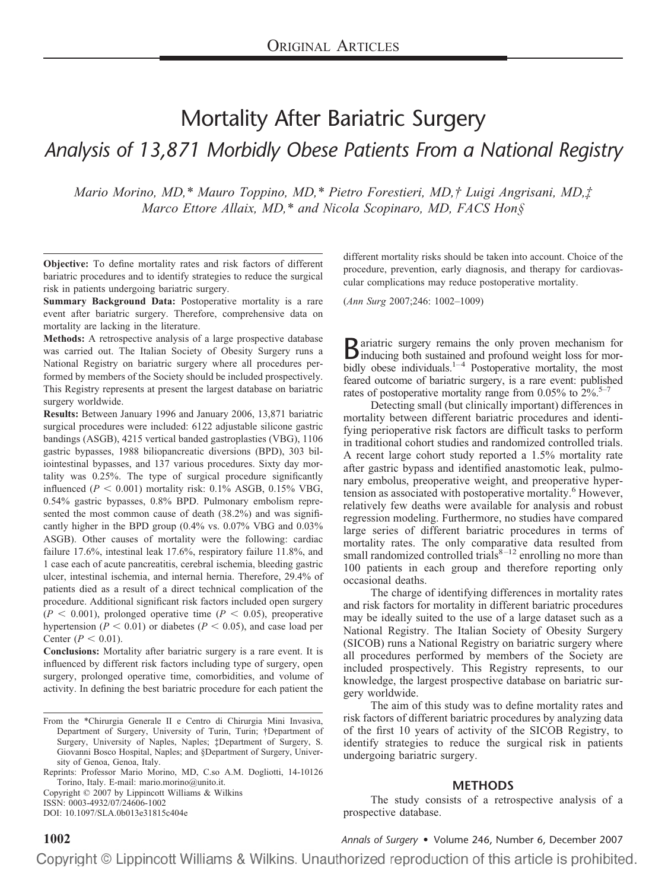# Mortality After Bariatric Surgery

## *Analysis of 13,871 Morbidly Obese Patients From a National Registry*

*Mario Morino, MD,\* Mauro Toppino, MD,\* Pietro Forestieri, MD,† Luigi Angrisani, MD,‡ Marco Ettore Allaix, MD,\* and Nicola Scopinaro, MD, FACS Hon§*

**Objective:** To define mortality rates and risk factors of different bariatric procedures and to identify strategies to reduce the surgical risk in patients undergoing bariatric surgery.

**Summary Background Data:** Postoperative mortality is a rare event after bariatric surgery. Therefore, comprehensive data on mortality are lacking in the literature.

**Methods:** A retrospective analysis of a large prospective database was carried out. The Italian Society of Obesity Surgery runs a National Registry on bariatric surgery where all procedures performed by members of the Society should be included prospectively. This Registry represents at present the largest database on bariatric surgery worldwide.

**Results:** Between January 1996 and January 2006, 13,871 bariatric surgical procedures were included: 6122 adjustable silicone gastric bandings (ASGB), 4215 vertical banded gastroplasties (VBG), 1106 gastric bypasses, 1988 biliopancreatic diversions (BPD), 303 biliointestinal bypasses, and 137 various procedures. Sixty day mortality was 0.25%. The type of surgical procedure significantly influenced ($P < 0.001$) mortality risk: 0.1% ASGB, 0.15% VBG, 0.54% gastric bypasses, 0.8% BPD. Pulmonary embolism represented the most common cause of death (38.2%) and was significantly higher in the BPD group (0.4% vs. 0.07% VBG and 0.03% ASGB). Other causes of mortality were the following: cardiac failure 17.6%, intestinal leak 17.6%, respiratory failure 11.8%, and 1 case each of acute pancreatitis, cerebral ischemia, bleeding gastric ulcer, intestinal ischemia, and internal hernia. Therefore, 29.4% of patients died as a result of a direct technical complication of the procedure. Additional significant risk factors included open surgery ($P < 0.001$), prolonged operative time ($P < 0.05$), preoperative hypertension ($P < 0.01$) or diabetes ($P < 0.05$), and case load per Center ($P < 0.01$).

**Conclusions:** Mortality after bariatric surgery is a rare event. It is influenced by different risk factors including type of surgery, open surgery, prolonged operative time, comorbidities, and volume of activity. In defining the best bariatric procedure for each patient the different mortality risks should be taken into account. Choice of the procedure, prevention, early diagnosis, and therapy for cardiovascular complications may reduce postoperative mortality.

(*Ann Surg* 2007;246: 1002–1009)

Bariatric surgery remains the only proven mechanism for inducing both sustained and profound weight loss for morbidly obese individuals.[1–4] Postoperative mortality, the most feared outcome of bariatric surgery, is a rare event: published rates of postoperative mortality range from 0.05% to 2%.[5–7]

Detecting small (but clinically important) differences in mortality between different bariatric procedures and identifying perioperative risk factors are difficult tasks to perform in traditional cohort studies and randomized controlled trials. A recent large cohort study reported a 1.5% mortality rate after gastric bypass and identified anastomotic leak, pulmonary embolus, preoperative weight, and preoperative hypertension as associated with postoperative mortality.[6] However, relatively few deaths were available for analysis and robust regression modeling. Furthermore, no studies have compared large series of different bariatric procedures in terms of mortality rates. The only comparative data resulted from small randomized controlled trials[8–12] enrolling no more than 100 patients in each group and therefore reporting only occasional deaths.

The charge of identifying differences in mortality rates and risk factors for mortality in different bariatric procedures may be ideally suited to the use of a large dataset such as a National Registry. The Italian Society of Obesity Surgery (SICOB) runs a National Registry on bariatric surgery where all procedures performed by members of the Society are included prospectively. This Registry represents, to our knowledge, the largest prospective database on bariatric surgery worldwide.

The aim of this study was to define mortality rates and risk factors of different bariatric procedures by analyzing data of the first 10 years of activity of the SICOB Registry, to identify strategies to reduce the surgical risk in patients undergoing bariatric surgery.

## METHODS

The study consists of a retrospective analysis of a prospective database.

From the \*Chirurgia Generale II e Centro di Chirurgia Mini Invasiva, Department of Surgery, University of Turin, Turin; †Department of Surgery, University of Naples, Naples; ‡Department of Surgery, S. Giovanni Bosco Hospital, Naples; and §Department of Surgery, University of Genoa, Genoa, Italy.

Reprints: Professor Mario Morino, MD, C.so A.M. Dogliotti, 14-10126 Torino, Italy. E-mail: mario.morino@unito.it.

Copyright © 2007 by Lippincott Williams & Wilkins

ISSN: 0003-4932/07/24606-1002

DOI: 10.1097/SLA.0b013e31815c404e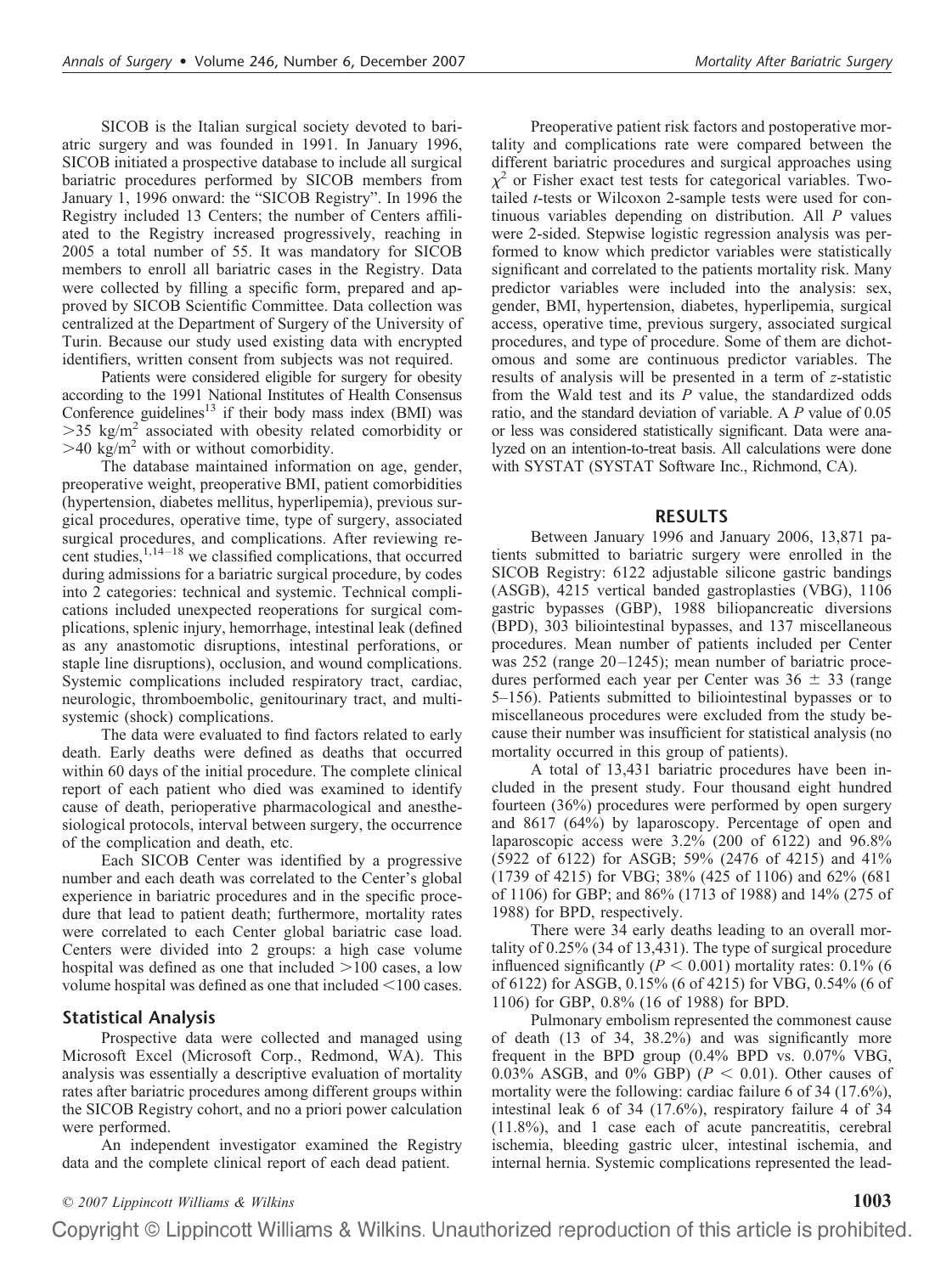SICOB is the Italian surgical society devoted to bariatric surgery and was founded in 1991. In January 1996, SICOB initiated a prospective database to include all surgical bariatric procedures performed by SICOB members from January 1, 1996 onward: the "SICOB Registry". In 1996 the Registry included 13 Centers; the number of Centers affiliated to the Registry increased progressively, reaching in 2005 a total number of 55. It was mandatory for SICOB members to enroll all bariatric cases in the Registry. Data were collected by filling a specific form, prepared and approved by SICOB Scientific Committee. Data collection was centralized at the Department of Surgery of the University of Turin. Because our study used existing data with encrypted identifiers, written consent from subjects was not required.

Patients were considered eligible for surgery for obesity according to the 1991 National Institutes of Health Consensus Conference guidelines[13] if their body mass index (BMI) was $>35$ kg/m$^2$ associated with obesity related comorbidity or $>40$ kg/m$^2$ with or without comorbidity.

The database maintained information on age, gender, preoperative weight, preoperative BMI, patient comorbidities (hypertension, diabetes mellitus, hyperlipemia), previous surgical procedures, operative time, type of surgery, associated surgical procedures, and complications. After reviewing recent studies,[1,14–18] we classified complications, that occurred during admissions for a bariatric surgical procedure, by codes into 2 categories: technical and systemic. Technical complications included unexpected reoperations for surgical complications, splenic injury, hemorrhage, intestinal leak (defined as any anastomotic disruptions, intestinal perforations, or staple line disruptions), occlusion, and wound complications. Systemic complications included respiratory tract, cardiac, neurologic, thromboembolic, genitourinary tract, and multisystemic (shock) complications.

The data were evaluated to find factors related to early death. Early deaths were defined as deaths that occurred within 60 days of the initial procedure. The complete clinical report of each patient who died was examined to identify cause of death, perioperative pharmacological and anesthesiological protocols, interval between surgery, the occurrence of the complication and death, etc.

Each SICOB Center was identified by a progressive number and each death was correlated to the Center's global experience in bariatric procedures and in the specific procedure that lead to patient death; furthermore, mortality rates were correlated to each Center global bariatric case load. Centers were divided into 2 groups: a high case volume hospital was defined as one that included $>100$ cases, a low volume hospital was defined as one that included $<100$ cases.

## Statistical Analysis

Prospective data were collected and managed using Microsoft Excel (Microsoft Corp., Redmond, WA). This analysis was essentially a descriptive evaluation of mortality rates after bariatric procedures among different groups within the SICOB Registry cohort, and no a priori power calculation were performed.

An independent investigator examined the Registry data and the complete clinical report of each dead patient.

Preoperative patient risk factors and postoperative mortality and complications rate were compared between the different bariatric procedures and surgical approaches using $\chi^2$ or Fisher exact test tests for categorical variables. Two-tailed *t*-tests or Wilcoxon 2-sample tests were used for continuous variables depending on distribution. All *P* values were 2-sided. Stepwise logistic regression analysis was performed to know which predictor variables were statistically significant and correlated to the patients mortality risk. Many predictor variables were included into the analysis: sex, gender, BMI, hypertension, diabetes, hyperlipemia, surgical access, operative time, previous surgery, associated surgical procedures, and type of procedure. Some of them are dichotomous and some are continuous predictor variables. The results of analysis will be presented in a term of *z*-statistic from the Wald test and its *P* value, the standardized odds ratio, and the standard deviation of variable. A *P* value of 0.05 or less was considered statistically significant. Data were analyzed on an intention-to-treat basis. All calculations were done with SYSTAT (SYSTAT Software Inc., Richmond, CA).

## RESULTS

Between January 1996 and January 2006, 13,871 patients submitted to bariatric surgery were enrolled in the SICOB Registry: 6122 adjustable silicone gastric bandings (ASGB), 4215 vertical banded gastroplasties (VBG), 1106 gastric bypasses (GBP), 1988 biliopancreatic diversions (BPD), 303 biliointestinal bypasses, and 137 miscellaneous procedures. Mean number of patients included per Center was 252 (range 20–1245); mean number of bariatric procedures performed each year per Center was $36 \pm 33$ (range 5–156). Patients submitted to biliointestinal bypasses or to miscellaneous procedures were excluded from the study because their number was insufficient for statistical analysis (no mortality occurred in this group of patients).

A total of 13,431 bariatric procedures have been included in the present study. Four thousand eight hundred fourteen (36%) procedures were performed by open surgery and 8617 (64%) by laparoscopy. Percentage of open and laparoscopic access were 3.2% (200 of 6122) and 96.8% (5922 of 6122) for ASGB; 59% (2476 of 4215) and 41% (1739 of 4215) for VBG; 38% (425 of 1106) and 62% (681 of 1106) for GBP; and 86% (1713 of 1988) and 14% (275 of 1988) for BPD, respectively.

There were 34 early deaths leading to an overall mortality of 0.25% (34 of 13,431). The type of surgical procedure influenced significantly ($P < 0.001$) mortality rates: 0.1% (6 of 6122) for ASGB, 0.15% (6 of 4215) for VBG, 0.54% (6 of 1106) for GBP, 0.8% (16 of 1988) for BPD.

Pulmonary embolism represented the commonest cause of death (13 of 34, 38.2%) and was significantly more frequent in the BPD group (0.4% BPD vs. 0.07% VBG, 0.03% ASGB, and 0% GBP) ($P < 0.01$). Other causes of mortality were the following: cardiac failure 6 of 34 (17.6%), intestinal leak 6 of 34 (17.6%), respiratory failure 4 of 34 (11.8%), and 1 case each of acute pancreatitis, cerebral ischemia, bleeding gastric ulcer, intestinal ischemia, and internal hernia. Systemic complications represented the lead-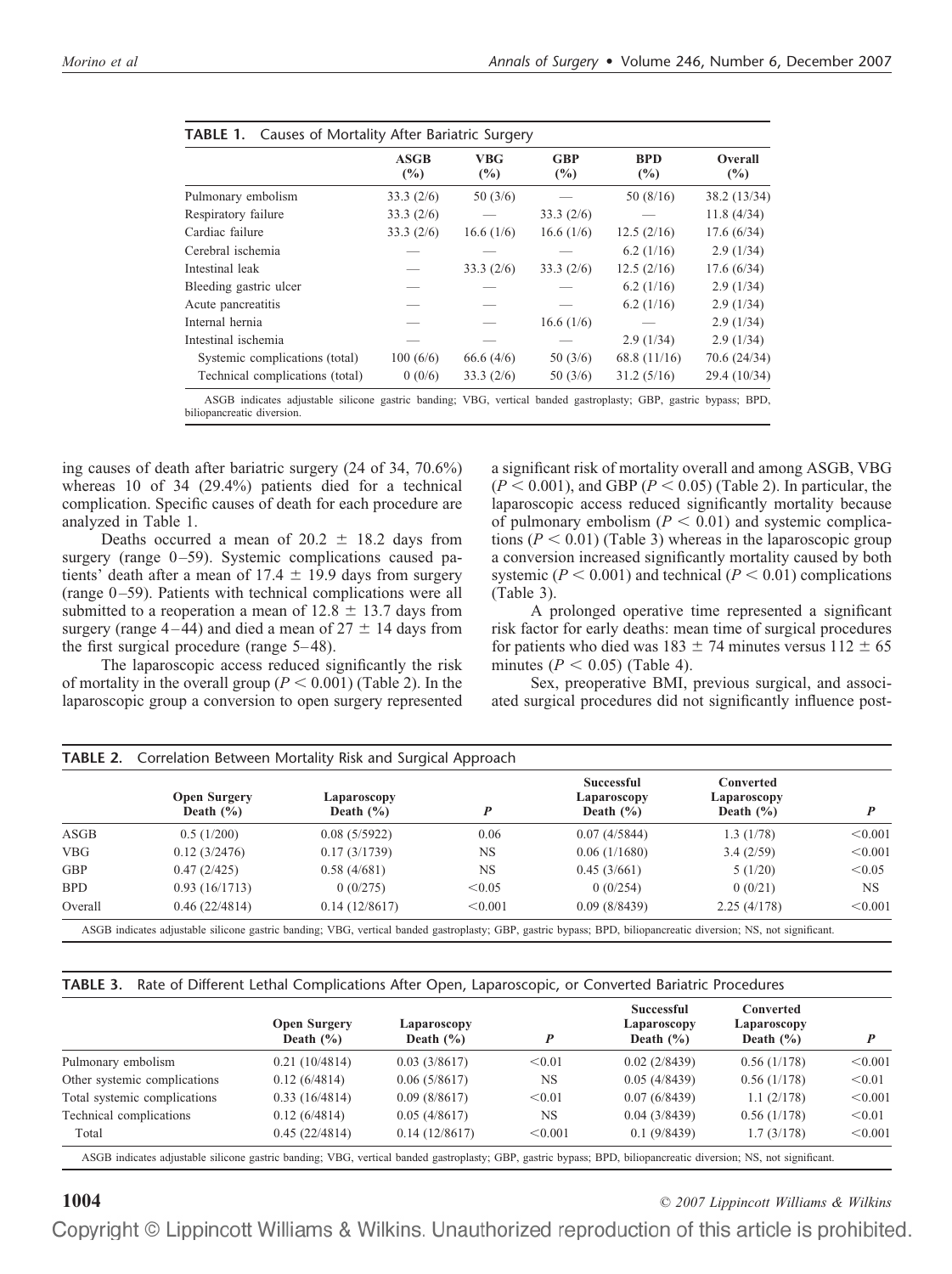**TABLE 1.** Causes of Mortality After Bariatric Surgery

| | ASGB (%) | VBG (%) | GBP (%) | BPD (%) | Overall (%) |
|---|---|---|---|---|---|
| Pulmonary embolism | 33.3 (2/6) | 50 (3/6) | — | 50 (8/16) | 38.2 (13/34) |
| Respiratory failure | 33.3 (2/6) | — | 33.3 (2/6) | — | 11.8 (4/34) |
| Cardiac failure | 33.3 (2/6) | 16.6 (1/6) | 16.6 (1/6) | 12.5 (2/16) | 17.6 (6/34) |
| Cerebral ischemia | — | — | — | 6.2 (1/16) | 2.9 (1/34) |
| Intestinal leak | — | 33.3 (2/6) | 33.3 (2/6) | 12.5 (2/16) | 17.6 (6/34) |
| Bleeding gastric ulcer | — | — | — | 6.2 (1/16) | 2.9 (1/34) |
| Acute pancreatitis | — | — | — | 6.2 (1/16) | 2.9 (1/34) |
| Internal hernia | — | — | 16.6 (1/6) | — | 2.9 (1/34) |
| Intestinal ischemia | — | — | — | 2.9 (1/34) | 2.9 (1/34) |
| Systemic complications (total) | 100 (6/6) | 66.6 (4/6) | 50 (3/6) | 68.8 (11/16) | 70.6 (24/34) |
| Technical complications (total) | 0 (0/6) | 33.3 (2/6) | 50 (3/6) | 31.2 (5/16) | 29.4 (10/34) |

ASGB indicates adjustable silicone gastric banding; VBG, vertical banded gastroplasty; GBP, gastric bypass; BPD, biliopancreatic diversion.

ing causes of death after bariatric surgery (24 of 34, 70.6%) whereas 10 of 34 (29.4%) patients died for a technical complication. Specific causes of death for each procedure are analyzed in Table 1.

Deaths occurred a mean of 20.2 ± 18.2 days from surgery (range 0–59). Systemic complications caused patients' death after a mean of 17.4 ± 19.9 days from surgery (range 0–59). Patients with technical complications were all submitted to a reoperation a mean of 12.8 ± 13.7 days from surgery (range 4–44) and died a mean of 27 ± 14 days from the first surgical procedure (range 5–48).

The laparoscopic access reduced significantly the risk of mortality in the overall group ($P < 0.001$) (Table 2). In the laparoscopic group a conversion to open surgery represented a significant risk of mortality overall and among ASGB, VBG ($P < 0.001$), and GBP ($P < 0.05$) (Table 2). In particular, the laparoscopic access reduced significantly mortality because of pulmonary embolism ($P < 0.01$) and systemic complications ($P < 0.01$) (Table 3) whereas in the laparoscopic group a conversion increased significantly mortality caused by both systemic ($P < 0.001$) and technical ($P < 0.01$) complications (Table 3).

A prolonged operative time represented a significant risk factor for early deaths: mean time of surgical procedures for patients who died was 183 ± 74 minutes versus 112 ± 65 minutes ($P < 0.05$) (Table 4).

Sex, preoperative BMI, previous surgical, and associated surgical procedures did not significantly influence post-

**TABLE 2.** Correlation Between Mortality Risk and Surgical Approach

| | Open Surgery Death (%) | Laparoscopy Death (%) | *P* | Successful Laparoscopy Death (%) | Converted Laparoscopy Death (%) | *P* |
|---|---|---|---|---|---|---|
| ASGB | 0.5 (1/200) | 0.08 (5/5922) | 0.06 | 0.07 (4/5844) | 1.3 (1/78) | <0.001 |
| VBG | 0.12 (3/2476) | 0.17 (3/1739) | NS | 0.06 (1/1680) | 3.4 (2/59) | <0.001 |
| GBP | 0.47 (2/425) | 0.58 (4/681) | NS | 0.45 (3/661) | 5 (1/20) | <0.05 |
| BPD | 0.93 (16/1713) | 0 (0/275) | <0.05 | 0 (0/254) | 0 (0/21) | NS |
| Overall | 0.46 (22/4814) | 0.14 (12/8617) | <0.001 | 0.09 (8/8439) | 2.25 (4/178) | <0.001 |

ASGB indicates adjustable silicone gastric banding; VBG, vertical banded gastroplasty; GBP, gastric bypass; BPD, biliopancreatic diversion; NS, not significant.

**TABLE 3.** Rate of Different Lethal Complications After Open, Laparoscopic, or Converted Bariatric Procedures

| | Open Surgery Death (%) | Laparoscopy Death (%) | *P* | Successful Laparoscopy Death (%) | Converted Laparoscopy Death (%) | *P* |
|---|---|---|---|---|---|---|
| Pulmonary embolism | 0.21 (10/4814) | 0.03 (3/8617) | <0.01 | 0.02 (2/8439) | 0.56 (1/178) | <0.001 |
| Other systemic complications | 0.12 (6/4814) | 0.06 (5/8617) | NS | 0.05 (4/8439) | 0.56 (1/178) | <0.01 |
| Total systemic complications | 0.33 (16/4814) | 0.09 (8/8617) | <0.01 | 0.07 (6/8439) | 1.1 (2/178) | <0.001 |
| Technical complications | 0.12 (6/4814) | 0.05 (4/8617) | NS | 0.04 (3/8439) | 0.56 (1/178) | <0.01 |
| Total | 0.45 (22/4814) | 0.14 (12/8617) | <0.001 | 0.1 (9/8439) | 1.7 (3/178) | <0.001 |

ASGB indicates adjustable silicone gastric banding; VBG, vertical banded gastroplasty; GBP, gastric bypass; BPD, biliopancreatic diversion; NS, not significant.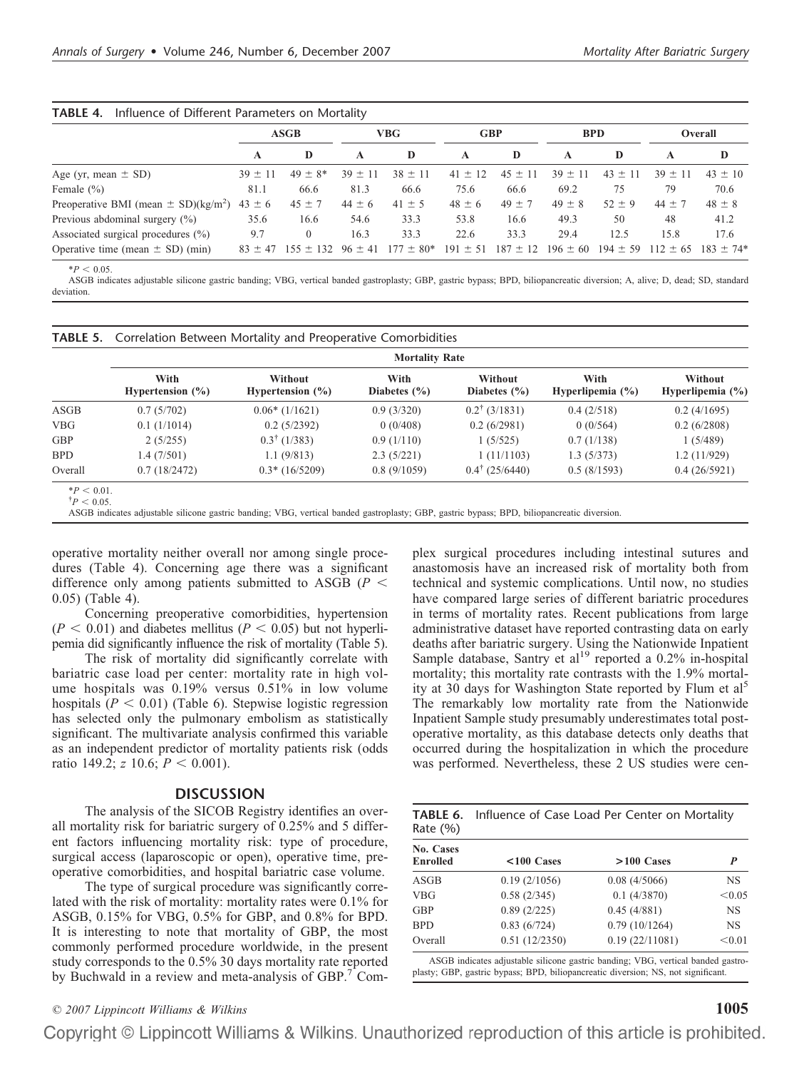**TABLE 4.** Influence of Different Parameters on Mortality

| | ASGB | | VBG | | GBP | | BPD | | Overall | |
|---|---|---|---|---|---|---|---|---|---|---|
| | A | D | A | D | A | D | A | D | A | D |
| Age (yr, mean ± SD) | 39 ± 11 | 49 ± 8* | 39 ± 11 | 38 ± 11 | 41 ± 12 | 45 ± 11 | 39 ± 11 | 43 ± 11 | 39 ± 11 | 43 ± 10 |
| Female (%) | 81.1 | 66.6 | 81.3 | 66.6 | 75.6 | 66.6 | 69.2 | 75 | 79 | 70.6 |
| Preoperative BMI (mean ± SD)(kg/m²) | 43 ± 6 | 45 ± 7 | 44 ± 6 | 41 ± 5 | 48 ± 6 | 49 ± 7 | 49 ± 8 | 52 ± 9 | 44 ± 7 | 48 ± 8 |
| Previous abdominal surgery (%) | 35.6 | 16.6 | 54.6 | 33.3 | 53.8 | 16.6 | 49.3 | 50 | 48 | 41.2 |
| Associated surgical procedures (%) | 9.7 | 0 | 16.3 | 33.3 | 22.6 | 33.3 | 29.4 | 12.5 | 15.8 | 17.6 |
| Operative time (mean ± SD) (min) | 83 ± 47 | 155 ± 132 | 96 ± 41 | 177 ± 80* | 191 ± 51 | 187 ± 12 | 196 ± 60 | 194 ± 59 | 112 ± 65 | 183 ± 74* |

*$P < 0.05$.

ASGB indicates adjustable silicone gastric banding; VBG, vertical banded gastroplasty; GBP, gastric bypass; BPD, biliopancreatic diversion; A, alive; D, dead; SD, standard deviation.

**TABLE 5.** Correlation Between Mortality and Preoperative Comorbidities

| | Mortality Rate | | | | | |
|---|---|---|---|---|---|---|
| | With Hypertension (%) | Without Hypertension (%) | With Diabetes (%) | Without Diabetes (%) | With Hyperlipemia (%) | Without Hyperlipemia (%) |
| ASGB | 0.7 (5/702) | 0.06* (1/1621) | 0.9 (3/320) | 0.2† (3/1831) | 0.4 (2/518) | 0.2 (4/1695) |
| VBG | 0.1 (1/1014) | 0.2 (5/2392) | 0 (0/408) | 0.2 (6/2981) | 0 (0/564) | 0.2 (6/2808) |
| GBP | 2 (5/255) | 0.3† (1/383) | 0.9 (1/110) | 1 (5/525) | 0.7 (1/138) | 1 (5/489) |
| BPD | 1.4 (7/501) | 1.1 (9/813) | 2.3 (5/221) | 1 (11/1103) | 1.3 (5/373) | 1.2 (11/929) |
| Overall | 0.7 (18/2472) | 0.3* (16/5209) | 0.8 (9/1059) | 0.4† (25/6440) | 0.5 (8/1593) | 0.4 (26/5921) |

*$P < 0.01$.
†$P < 0.05$.

ASGB indicates adjustable silicone gastric banding; VBG, vertical banded gastroplasty; GBP, gastric bypass; BPD, biliopancreatic diversion.

operative mortality neither overall nor among single procedures (Table 4). Concerning age there was a significant difference only among patients submitted to ASGB ($P < 0.05$) (Table 4).

Concerning preoperative comorbidities, hypertension ($P < 0.01$) and diabetes mellitus ($P < 0.05$) but not hyperlipemia did significantly influence the risk of mortality (Table 5).

The risk of mortality did significantly correlate with bariatric case load per center: mortality rate in high volume hospitals was 0.19% versus 0.51% in low volume hospitals ($P < 0.01$) (Table 6). Stepwise logistic regression has selected only the pulmonary embolism as statistically significant. The multivariate analysis confirmed this variable as an independent predictor of mortality patients risk (odds ratio 149.2; $z$ 10.6; $P < 0.001$).

## DISCUSSION

The analysis of the SICOB Registry identifies an overall mortality risk for bariatric surgery of 0.25% and 5 different factors influencing mortality risk: type of procedure, surgical access (laparoscopic or open), operative time, preoperative comorbidities, and hospital bariatric case volume.

The type of surgical procedure was significantly correlated with the risk of mortality: mortality rates were 0.1% for ASGB, 0.15% for VBG, 0.5% for GBP, and 0.8% for BPD. It is interesting to note that mortality of GBP, the most commonly performed procedure worldwide, in the present study corresponds to the 0.5% 30 days mortality rate reported by Buchwald in a review and meta-analysis of GBP.[7] Complex surgical procedures including intestinal sutures and anastomosis have an increased risk of mortality both from technical and systemic complications. Until now, no studies have compared large series of different bariatric procedures in terms of mortality rates. Recent publications from large administrative dataset have reported contrasting data on early deaths after bariatric surgery. Using the Nationwide Inpatient Sample database, Santry et al[19] reported a 0.2% in-hospital mortality; this mortality rate contrasts with the 1.9% mortality at 30 days for Washington State reported by Flum et al[5] The remarkably low mortality rate from the Nationwide Inpatient Sample study presumably underestimates total postoperative mortality, as this database detects only deaths that occurred during the hospitalization in which the procedure was performed. Nevertheless, these 2 US studies were cen-

**TABLE 6.** Influence of Case Load Per Center on Mortality Rate (%)

| No. Cases Enrolled | <100 Cases | >100 Cases | *P* |
|---|---|---|---|
| ASGB | 0.19 (2/1056) | 0.08 (4/5066) | NS |
| VBG | 0.58 (2/345) | 0.1 (4/3870) | <0.05 |
| GBP | 0.89 (2/225) | 0.45 (4/881) | NS |
| BPD | 0.83 (6/724) | 0.79 (10/1264) | NS |
| Overall | 0.51 (12/2350) | 0.19 (22/11081) | <0.01 |

ASGB indicates adjustable silicone gastric banding; VBG, vertical banded gastroplasty; GBP, gastric bypass; BPD, biliopancreatic diversion; NS, not significant.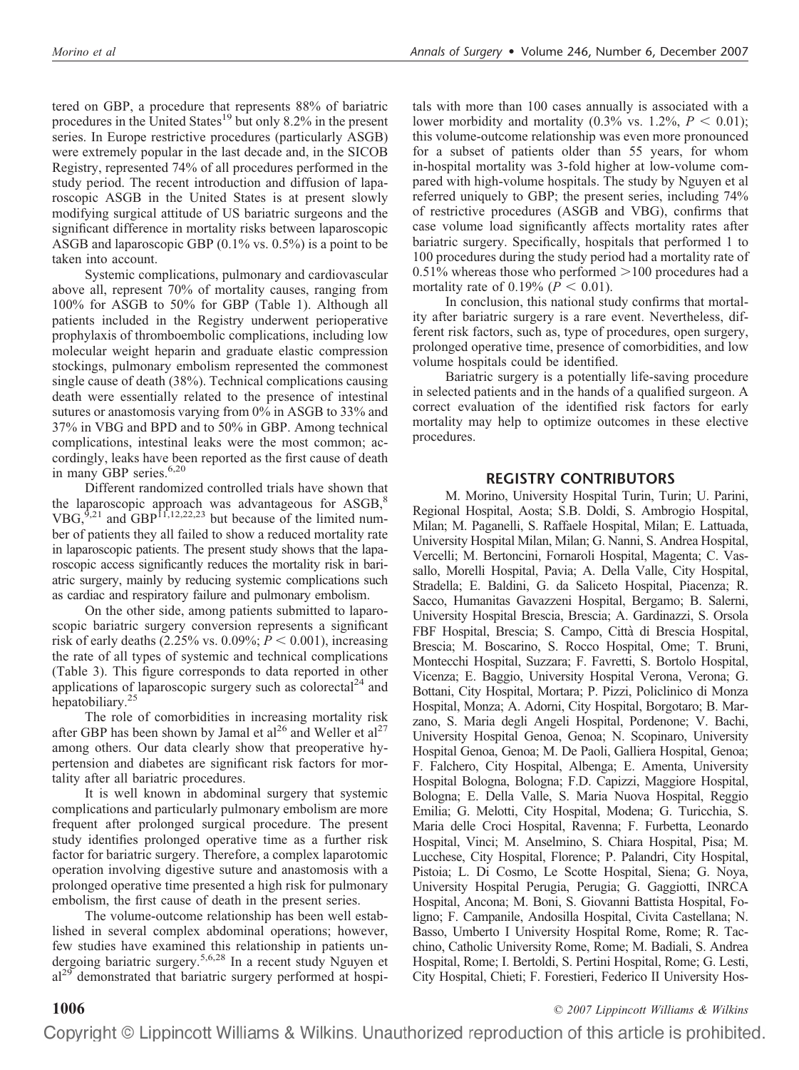tered on GBP, a procedure that represents 88% of bariatric procedures in the United States[19] but only 8.2% in the present series. In Europe restrictive procedures (particularly ASGB) were extremely popular in the last decade and, in the SICOB Registry, represented 74% of all procedures performed in the study period. The recent introduction and diffusion of laparoscopic ASGB in the United States is at present slowly modifying surgical attitude of US bariatric surgeons and the significant difference in mortality risks between laparoscopic ASGB and laparoscopic GBP (0.1% vs. 0.5%) is a point to be taken into account.

Systemic complications, pulmonary and cardiovascular above all, represent 70% of mortality causes, ranging from 100% for ASGB to 50% for GBP (Table 1). Although all patients included in the Registry underwent perioperative prophylaxis of thromboembolic complications, including low molecular weight heparin and graduate elastic compression stockings, pulmonary embolism represented the commonest single cause of death (38%). Technical complications causing death were essentially related to the presence of intestinal sutures or anastomosis varying from 0% in ASGB to 33% and 37% in VBG and BPD and to 50% in GBP. Among technical complications, intestinal leaks were the most common; accordingly, leaks have been reported as the first cause of death in many GBP series.[6,20]

Different randomized controlled trials have shown that the laparoscopic approach was advantageous for ASGB,[8] VBG,[9,21] and GBP[11,12,22,23] but because of the limited number of patients they all failed to show a reduced mortality rate in laparoscopic patients. The present study shows that the laparoscopic access significantly reduces the mortality risk in bariatric surgery, mainly by reducing systemic complications such as cardiac and respiratory failure and pulmonary embolism.

On the other side, among patients submitted to laparoscopic bariatric surgery conversion represents a significant risk of early deaths (2.25% vs. 0.09%; $P < 0.001$), increasing the rate of all types of systemic and technical complications (Table 3). This figure corresponds to data reported in other applications of laparoscopic surgery such as colorectal[24] and hepatobiliary.[25]

The role of comorbidities in increasing mortality risk after GBP has been shown by Jamal et al[26] and Weller et al[27] among others. Our data clearly show that preoperative hypertension and diabetes are significant risk factors for mortality after all bariatric procedures.

It is well known in abdominal surgery that systemic complications and particularly pulmonary embolism are more frequent after prolonged surgical procedure. The present study identifies prolonged operative time as a further risk factor for bariatric surgery. Therefore, a complex laparotomic operation involving digestive suture and anastomosis with a prolonged operative time presented a high risk for pulmonary embolism, the first cause of death in the present series.

The volume-outcome relationship has been well established in several complex abdominal operations; however, few studies have examined this relationship in patients undergoing bariatric surgery.[5,6,28] In a recent study Nguyen et al[29] demonstrated that bariatric surgery performed at hospitals with more than 100 cases annually is associated with a lower morbidity and mortality (0.3% vs. 1.2%, $P < 0.01$); this volume-outcome relationship was even more pronounced for a subset of patients older than 55 years, for whom in-hospital mortality was 3-fold higher at low-volume compared with high-volume hospitals. The study by Nguyen et al referred uniquely to GBP; the present series, including 74% of restrictive procedures (ASGB and VBG), confirms that case volume load significantly affects mortality rates after bariatric surgery. Specifically, hospitals that performed 1 to 100 procedures during the study period had a mortality rate of 0.51% whereas those who performed >100 procedures had a mortality rate of 0.19% ($P < 0.01$).

In conclusion, this national study confirms that mortality after bariatric surgery is a rare event. Nevertheless, different risk factors, such as, type of procedures, open surgery, prolonged operative time, presence of comorbidities, and low volume hospitals could be identified.

Bariatric surgery is a potentially life-saving procedure in selected patients and in the hands of a qualified surgeon. A correct evaluation of the identified risk factors for early mortality may help to optimize outcomes in these elective procedures.

## REGISTRY CONTRIBUTORS

M. Morino, University Hospital Turin, Turin; U. Parini, Regional Hospital, Aosta; S.B. Doldi, S. Ambrogio Hospital, Milan; M. Paganelli, S. Raffaele Hospital, Milan; E. Lattuada, University Hospital Milan, Milan; G. Nanni, S. Andrea Hospital, Vercelli; M. Bertoncini, Fornaroli Hospital, Magenta; C. Vassallo, Morelli Hospital, Pavia; A. Della Valle, City Hospital, Stradella; E. Baldini, G. da Saliceto Hospital, Piacenza; R. Sacco, Humanitas Gavazzeni Hospital, Bergamo; B. Salerni, University Hospital Brescia, Brescia; A. Gardinazzi, S. Orsola FBF Hospital, Brescia; S. Campo, Città di Brescia Hospital, Brescia; M. Boscarino, S. Rocco Hospital, Ome; T. Bruni, Montecchi Hospital, Suzzara; F. Favretti, S. Bortolo Hospital, Vicenza; E. Baggio, University Hospital Verona, Verona; G. Bottani, City Hospital, Mortara; P. Pizzi, Policlinico di Monza Hospital, Monza; A. Adorni, City Hospital, Borgotaro; B. Marzano, S. Maria degli Angeli Hospital, Pordenone; V. Bachi, University Hospital Genoa, Genoa; N. Scopinaro, University Hospital Genoa, Genoa; M. De Paoli, Galliera Hospital, Genoa; F. Falchero, City Hospital, Albenga; E. Amenta, University Hospital Bologna, Bologna; F.D. Capizzi, Maggiore Hospital, Bologna; E. Della Valle, S. Maria Nuova Hospital, Reggio Emilia; G. Melotti, City Hospital, Modena; G. Turicchia, S. Maria delle Croci Hospital, Ravenna; F. Furbetta, Leonardo Hospital, Vinci; M. Anselmino, S. Chiara Hospital, Pisa; M. Lucchese, City Hospital, Florence; P. Palandri, City Hospital, Pistoia; L. Di Cosmo, Le Scotte Hospital, Siena; G. Noya, University Hospital Perugia, Perugia; G. Gaggiotti, INRCA Hospital, Ancona; M. Boni, S. Giovanni Battista Hospital, Foligno; F. Campanile, Andosilla Hospital, Civita Castellana; N. Basso, Umberto I University Hospital Rome, Rome; R. Tacchino, Catholic University Rome, Rome; M. Badiali, S. Andrea Hospital, Rome; I. Bertoldi, S. Pertini Hospital, Rome; G. Lesti, City Hospital, Chieti; F. Forestieri, Federico II University Hos-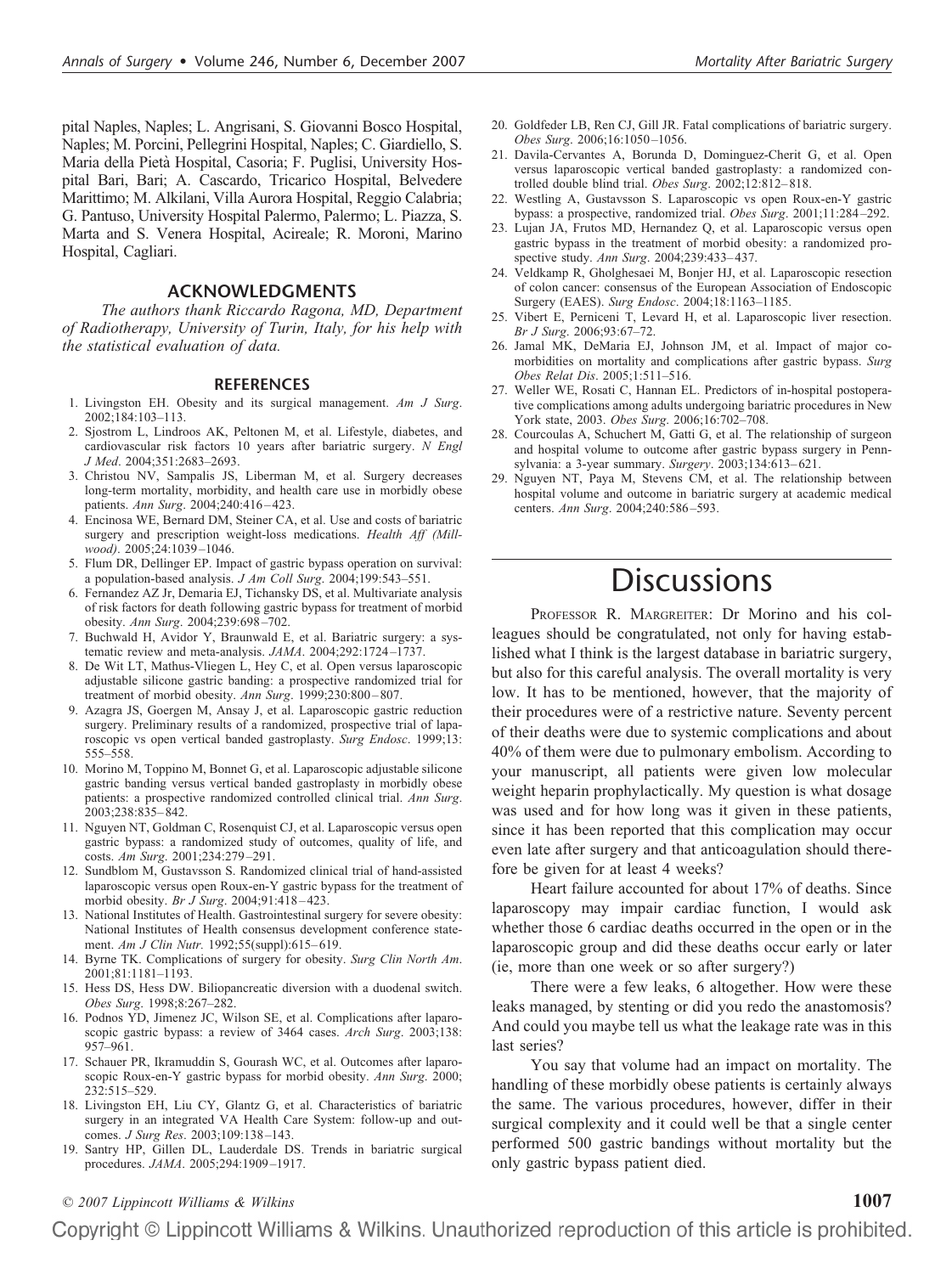pital Naples, Naples; L. Angrisani, S. Giovanni Bosco Hospital, Naples; M. Porcini, Pellegrini Hospital, Naples; C. Giardiello, S. Maria della Pietà Hospital, Casoria; F. Puglisi, University Hospital Bari, Bari; A. Cascardo, Tricarico Hospital, Belvedere Marittimo; M. Alkilani, Villa Aurora Hospital, Reggio Calabria; G. Pantuso, University Hospital Palermo, Palermo; L. Piazza, S. Marta and S. Venera Hospital, Acireale; R. Moroni, Marino Hospital, Cagliari.

## ACKNOWLEDGMENTS

*The authors thank Riccardo Ragona, MD, Department of Radiotherapy, University of Turin, Italy, for his help with the statistical evaluation of data.*

## REFERENCES

1. Livingston EH. Obesity and its surgical management. *Am J Surg*. 2002;184:103–113.
2. Sjostrom L, Lindroos AK, Peltonen M, et al. Lifestyle, diabetes, and cardiovascular risk factors 10 years after bariatric surgery. *N Engl J Med*. 2004;351:2683–2693.
3. Christou NV, Sampalis JS, Liberman M, et al. Surgery decreases long-term mortality, morbidity, and health care use in morbidly obese patients. *Ann Surg*. 2004;240:416–423.
4. Encinosa WE, Bernard DM, Steiner CA, et al. Use and costs of bariatric surgery and prescription weight-loss medications. *Health Aff (Millwood)*. 2005;24:1039–1046.
5. Flum DR, Dellinger EP. Impact of gastric bypass operation on survival: a population-based analysis. *J Am Coll Surg*. 2004;199:543–551.
6. Fernandez AZ Jr, Demaria EJ, Tichansky DS, et al. Multivariate analysis of risk factors for death following gastric bypass for treatment of morbid obesity. *Ann Surg*. 2004;239:698–702.
7. Buchwald H, Avidor Y, Braunwald E, et al. Bariatric surgery: a systematic review and meta-analysis. *JAMA*. 2004;292:1724–1737.
8. De Wit LT, Mathus-Vliegen L, Hey C, et al. Open versus laparoscopic adjustable silicone gastric banding: a prospective randomized trial for treatment of morbid obesity. *Ann Surg*. 1999;230:800–807.
9. Azagra JS, Goergen M, Ansay J, et al. Laparoscopic gastric reduction surgery. Preliminary results of a randomized, prospective trial of laparoscopic vs open vertical banded gastroplasty. *Surg Endosc*. 1999;13:555–558.
10. Morino M, Toppino M, Bonnet G, et al. Laparoscopic adjustable silicone gastric banding versus vertical banded gastroplasty in morbidly obese patients: a prospective randomized controlled clinical trial. *Ann Surg*. 2003;238:835–842.
11. Nguyen NT, Goldman C, Rosenquist CJ, et al. Laparoscopic versus open gastric bypass: a randomized study of outcomes, quality of life, and costs. *Am Surg*. 2001;234:279–291.
12. Sundblom M, Gustavsson S. Randomized clinical trial of hand-assisted laparoscopic versus open Roux-en-Y gastric bypass for the treatment of morbid obesity. *Br J Surg*. 2004;91:418–423.
13. National Institutes of Health. Gastrointestinal surgery for severe obesity: National Institutes of Health consensus development conference statement. *Am J Clin Nutr.* 1992;55(suppl):615–619.
14. Byrne TK. Complications of surgery for obesity. *Surg Clin North Am*. 2001;81:1181–1193.
15. Hess DS, Hess DW. Biliopancreatic diversion with a duodenal switch. *Obes Surg*. 1998;8:267–282.
16. Podnos YD, Jimenez JC, Wilson SE, et al. Complications after laparoscopic gastric bypass: a review of 3464 cases. *Arch Surg*. 2003;138: 957–961.
17. Schauer PR, Ikramuddin S, Gourash WC, et al. Outcomes after laparoscopic Roux-en-Y gastric bypass for morbid obesity. *Ann Surg*. 2000; 232:515–529.
18. Livingston EH, Liu CY, Glantz G, et al. Characteristics of bariatric surgery in an integrated VA Health Care System: follow-up and outcomes. *J Surg Res*. 2003;109:138–143.
19. Santry HP, Gillen DL, Lauderdale DS. Trends in bariatric surgical procedures. *JAMA*. 2005;294:1909–1917.
20. Goldfeder LB, Ren CJ, Gill JR. Fatal complications of bariatric surgery. *Obes Surg*. 2006;16:1050–1056.
21. Davila-Cervantes A, Borunda D, Dominguez-Cherit G, et al. Open versus laparoscopic vertical banded gastroplasty: a randomized controlled double blind trial. *Obes Surg*. 2002;12:812–818.
22. Westling A, Gustavsson S. Laparoscopic vs open Roux-en-Y gastric bypass: a prospective, randomized trial. *Obes Surg*. 2001;11:284–292.
23. Lujan JA, Frutos MD, Hernandez Q, et al. Laparoscopic versus open gastric bypass in the treatment of morbid obesity: a randomized prospective study. *Ann Surg*. 2004;239:433–437.
24. Veldkamp R, Gholghesaei M, Bonjer HJ, et al. Laparoscopic resection of colon cancer: consensus of the European Association of Endoscopic Surgery (EAES). *Surg Endosc*. 2004;18:1163–1185.
25. Vibert E, Perniceni T, Levard H, et al. Laparoscopic liver resection. *Br J Surg*. 2006;93:67–72.
26. Jamal MK, DeMaria EJ, Johnson JM, et al. Impact of major comorbidities on mortality and complications after gastric bypass. *Surg Obes Relat Dis*. 2005;1:511–516.
27. Weller WE, Rosati C, Hannan EL. Predictors of in-hospital postoperative complications among adults undergoing bariatric procedures in New York state, 2003. *Obes Surg*. 2006;16:702–708.
28. Courcoulas A, Schuchert M, Gatti G, et al. The relationship of surgeon and hospital volume to outcome after gastric bypass surgery in Pennsylvania: a 3-year summary. *Surgery*. 2003;134:613–621.
29. Nguyen NT, Paya M, Stevens CM, et al. The relationship between hospital volume and outcome in bariatric surgery at academic medical centers. *Ann Surg*. 2004;240:586–593.

# Discussions

PROFESSOR R. MARGREITER: Dr Morino and his colleagues should be congratulated, not only for having established what I think is the largest database in bariatric surgery, but also for this careful analysis. The overall mortality is very low. It has to be mentioned, however, that the majority of their procedures were of a restrictive nature. Seventy percent of their deaths were due to systemic complications and about 40% of them were due to pulmonary embolism. According to your manuscript, all patients were given low molecular weight heparin prophylactically. My question is what dosage was used and for how long was it given in these patients, since it has been reported that this complication may occur even late after surgery and that anticoagulation should therefore be given for at least 4 weeks?

Heart failure accounted for about 17% of deaths. Since laparoscopy may impair cardiac function, I would ask whether those 6 cardiac deaths occurred in the open or in the laparoscopic group and did these deaths occur early or later (ie, more than one week or so after surgery?)

There were a few leaks, 6 altogether. How were these leaks managed, by stenting or did you redo the anastomosis? And could you maybe tell us what the leakage rate was in this last series?

You say that volume had an impact on mortality. The handling of these morbidly obese patients is certainly always the same. The various procedures, however, differ in their surgical complexity and it could well be that a single center performed 500 gastric bandings without mortality but the only gastric bypass patient died.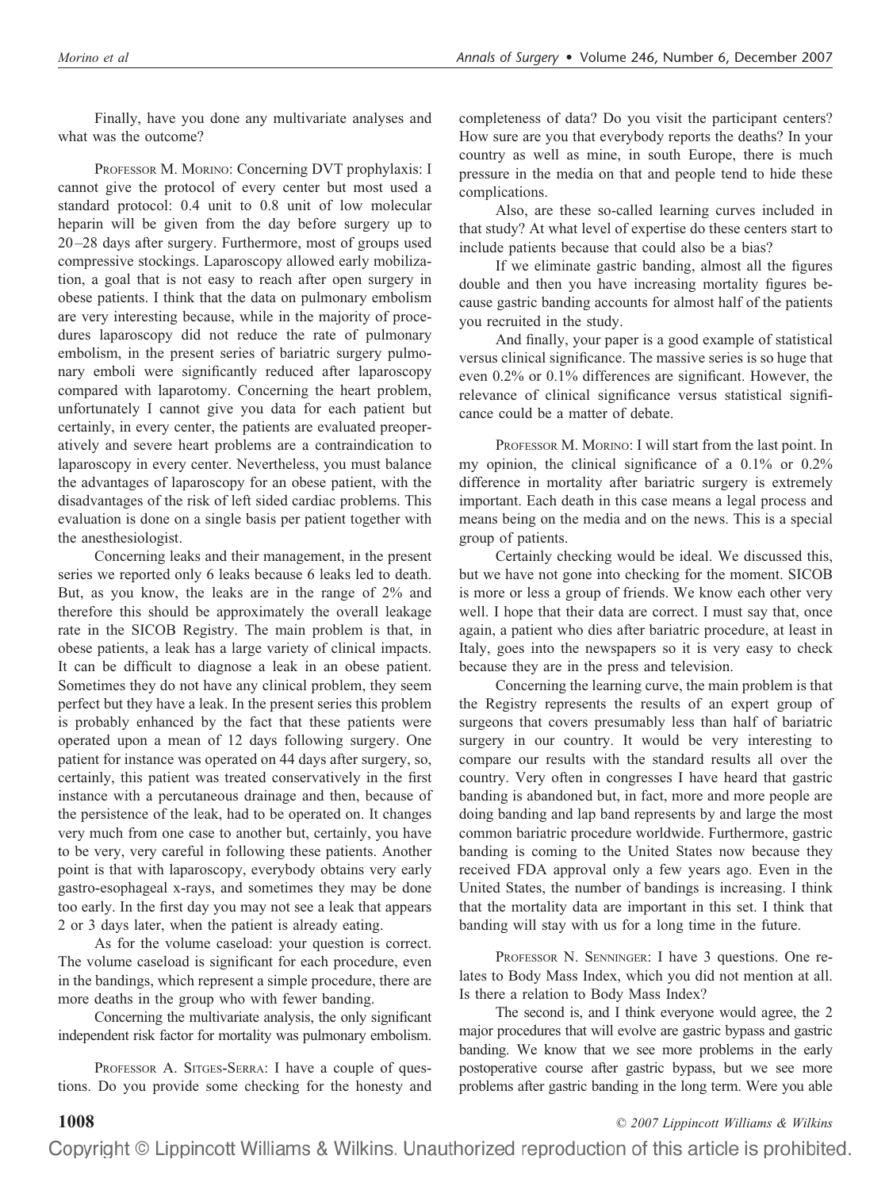Finally, have you done any multivariate analyses and what was the outcome?

PROFESSOR M. MORINO: Concerning DVT prophylaxis: I cannot give the protocol of every center but most used a standard protocol: 0.4 unit to 0.8 unit of low molecular heparin will be given from the day before surgery up to 20–28 days after surgery. Furthermore, most of groups used compressive stockings. Laparoscopy allowed early mobilization, a goal that is not easy to reach after open surgery in obese patients. I think that the data on pulmonary embolism are very interesting because, while in the majority of procedures laparoscopy did not reduce the rate of pulmonary embolism, in the present series of bariatric surgery pulmonary emboli were significantly reduced after laparoscopy compared with laparotomy. Concerning the heart problem, unfortunately I cannot give you data for each patient but certainly, in every center, the patients are evaluated preoperatively and severe heart problems are a contraindication to laparoscopy in every center. Nevertheless, you must balance the advantages of laparoscopy for an obese patient, with the disadvantages of the risk of left sided cardiac problems. This evaluation is done on a single basis per patient together with the anesthesiologist.

Concerning leaks and their management, in the present series we reported only 6 leaks because 6 leaks led to death. But, as you know, the leaks are in the range of 2% and therefore this should be approximately the overall leakage rate in the SICOB Registry. The main problem is that, in obese patients, a leak has a large variety of clinical impacts. It can be difficult to diagnose a leak in an obese patient. Sometimes they do not have any clinical problem, they seem perfect but they have a leak. In the present series this problem is probably enhanced by the fact that these patients were operated upon a mean of 12 days following surgery. One patient for instance was operated on 44 days after surgery, so, certainly, this patient was treated conservatively in the first instance with a percutaneous drainage and then, because of the persistence of the leak, had to be operated on. It changes very much from one case to another but, certainly, you have to be very, very careful in following these patients. Another point is that with laparoscopy, everybody obtains very early gastro-esophageal x-rays, and sometimes they may be done too early. In the first day you may not see a leak that appears 2 or 3 days later, when the patient is already eating.

As for the volume caseload: your question is correct. The volume caseload is significant for each procedure, even in the bandings, which represent a simple procedure, there are more deaths in the group who with fewer banding.

Concerning the multivariate analysis, the only significant independent risk factor for mortality was pulmonary embolism.

PROFESSOR A. SITGES-SERRA: I have a couple of questions. Do you provide some checking for the honesty and completeness of data? Do you visit the participant centers? How sure are you that everybody reports the deaths? In your country as well as mine, in south Europe, there is much pressure in the media on that and people tend to hide these complications.

Also, are these so-called learning curves included in that study? At what level of expertise do these centers start to include patients because that could also be a bias?

If we eliminate gastric banding, almost all the figures double and then you have increasing mortality figures because gastric banding accounts for almost half of the patients you recruited in the study.

And finally, your paper is a good example of statistical versus clinical significance. The massive series is so huge that even 0.2% or 0.1% differences are significant. However, the relevance of clinical significance versus statistical significance could be a matter of debate.

PROFESSOR M. MORINO: I will start from the last point. In my opinion, the clinical significance of a 0.1% or 0.2% difference in mortality after bariatric surgery is extremely important. Each death in this case means a legal process and means being on the media and on the news. This is a special group of patients.

Certainly checking would be ideal. We discussed this, but we have not gone into checking for the moment. SICOB is more or less a group of friends. We know each other very well. I hope that their data are correct. I must say that, once again, a patient who dies after bariatric procedure, at least in Italy, goes into the newspapers so it is very easy to check because they are in the press and television.

Concerning the learning curve, the main problem is that the Registry represents the results of an expert group of surgeons that covers presumably less than half of bariatric surgery in our country. It would be very interesting to compare our results with the standard results all over the country. Very often in congresses I have heard that gastric banding is abandoned but, in fact, more and more people are doing banding and lap band represents by and large the most common bariatric procedure worldwide. Furthermore, gastric banding is coming to the United States now because they received FDA approval only a few years ago. Even in the United States, the number of bandings is increasing. I think that the mortality data are important in this set. I think that banding will stay with us for a long time in the future.

PROFESSOR N. SENNINGER: I have 3 questions. One relates to Body Mass Index, which you did not mention at all. Is there a relation to Body Mass Index?

The second is, and I think everyone would agree, the 2 major procedures that will evolve are gastric bypass and gastric banding. We know that we see more problems in the early postoperative course after gastric bypass, but we see more problems after gastric banding in the long term. Were you able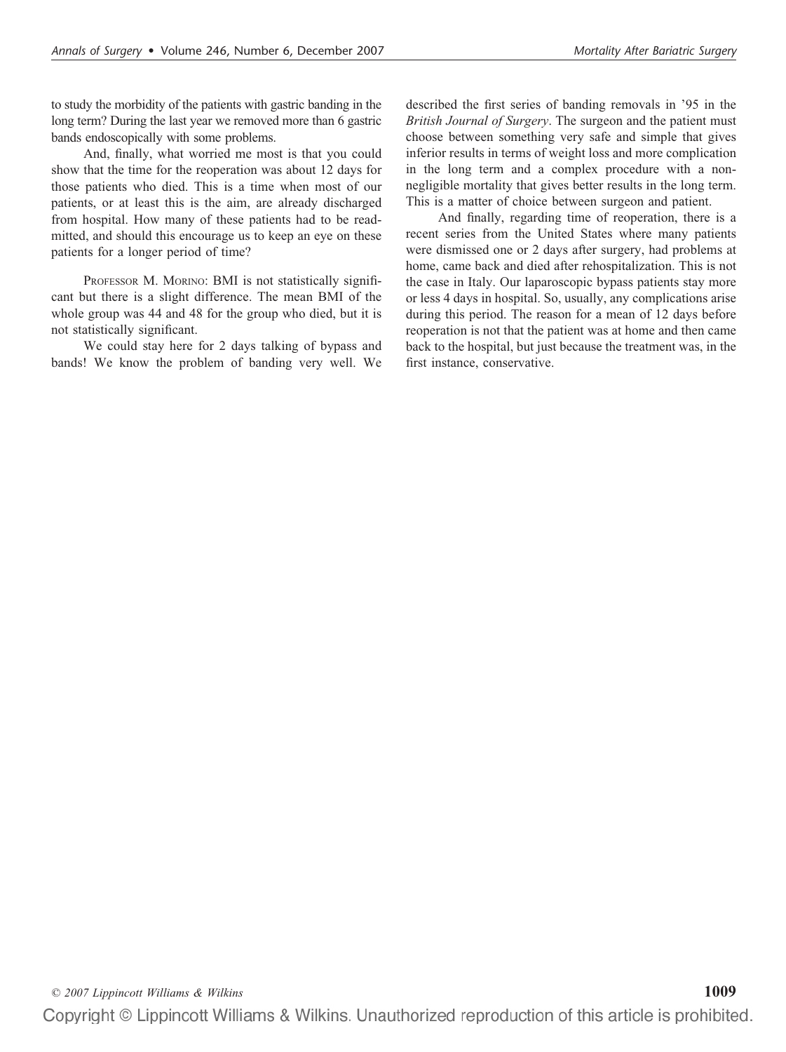to study the morbidity of the patients with gastric banding in the long term? During the last year we removed more than 6 gastric bands endoscopically with some problems.

And, finally, what worried me most is that you could show that the time for the reoperation was about 12 days for those patients who died. This is a time when most of our patients, or at least this is the aim, are already discharged from hospital. How many of these patients had to be readmitted, and should this encourage us to keep an eye on these patients for a longer period of time?

PROFESSOR M. MORINO: BMI is not statistically significant but there is a slight difference. The mean BMI of the whole group was 44 and 48 for the group who died, but it is not statistically significant.

We could stay here for 2 days talking of bypass and bands! We know the problem of banding very well. We described the first series of banding removals in '95 in the *British Journal of Surgery*. The surgeon and the patient must choose between something very safe and simple that gives inferior results in terms of weight loss and more complication in the long term and a complex procedure with a non-negligible mortality that gives better results in the long term. This is a matter of choice between surgeon and patient.

And finally, regarding time of reoperation, there is a recent series from the United States where many patients were dismissed one or 2 days after surgery, had problems at home, came back and died after rehospitalization. This is not the case in Italy. Our laparoscopic bypass patients stay more or less 4 days in hospital. So, usually, any complications arise during this period. The reason for a mean of 12 days before reoperation is not that the patient was at home and then came back to the hospital, but just because the treatment was, in the first instance, conservative.